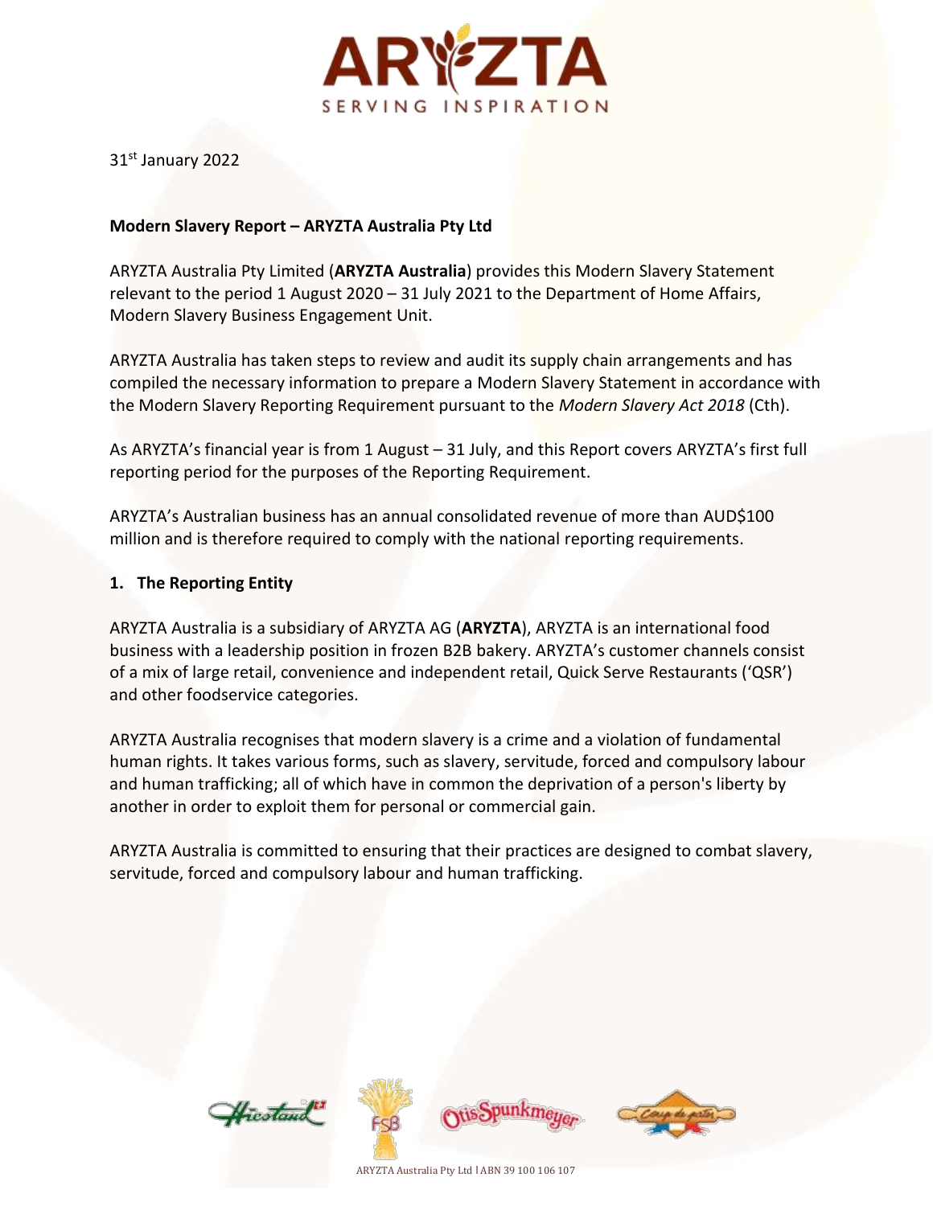31st January 2022

**Modern Slavery Report – ARYZTA Australia Pty Ltd**

ARYZTA Australia Pty Limited (**ARYZTA Australia**) provides this Modern Slavery Statement relevant to the period 1 August 2020 – 31 July 2021 to the Department of Home Affairs, Modern Slavery Business Engagement Unit.

ARYZTA Australia has taken steps to review and audit its supply chain arrangements and has compiled the necessary information to prepare a Modern Slavery Statement in accordance with the Modern Slavery Reporting Requirement pursuant to the *Modern Slavery Act 2018* (Cth).

As ARYZTA's financial year is from 1 August – 31 July, and this Report covers ARYZTA's first full reporting period for the purposes of the Reporting Requirement.

ARYZTA's Australian business has an annual consolidated revenue of more than AUD$100 million and is therefore required to comply with the national reporting requirements.

## 1. The Reporting Entity

ARYZTA Australia is a subsidiary of ARYZTA AG (**ARYZTA**), ARYZTA is an international food business with a leadership position in frozen B2B bakery. ARYZTA's customer channels consist of a mix of large retail, convenience and independent retail, Quick Serve Restaurants ('QSR') and other foodservice categories.

ARYZTA Australia recognises that modern slavery is a crime and a violation of fundamental human rights. It takes various forms, such as slavery, servitude, forced and compulsory labour and human trafficking; all of which have in common the deprivation of a person's liberty by another in order to exploit them for personal or commercial gain.

ARYZTA Australia is committed to ensuring that their practices are designed to combat slavery, servitude, forced and compulsory labour and human trafficking.

ARYZTA Australia Pty Ltd | ABN 39 100 106 107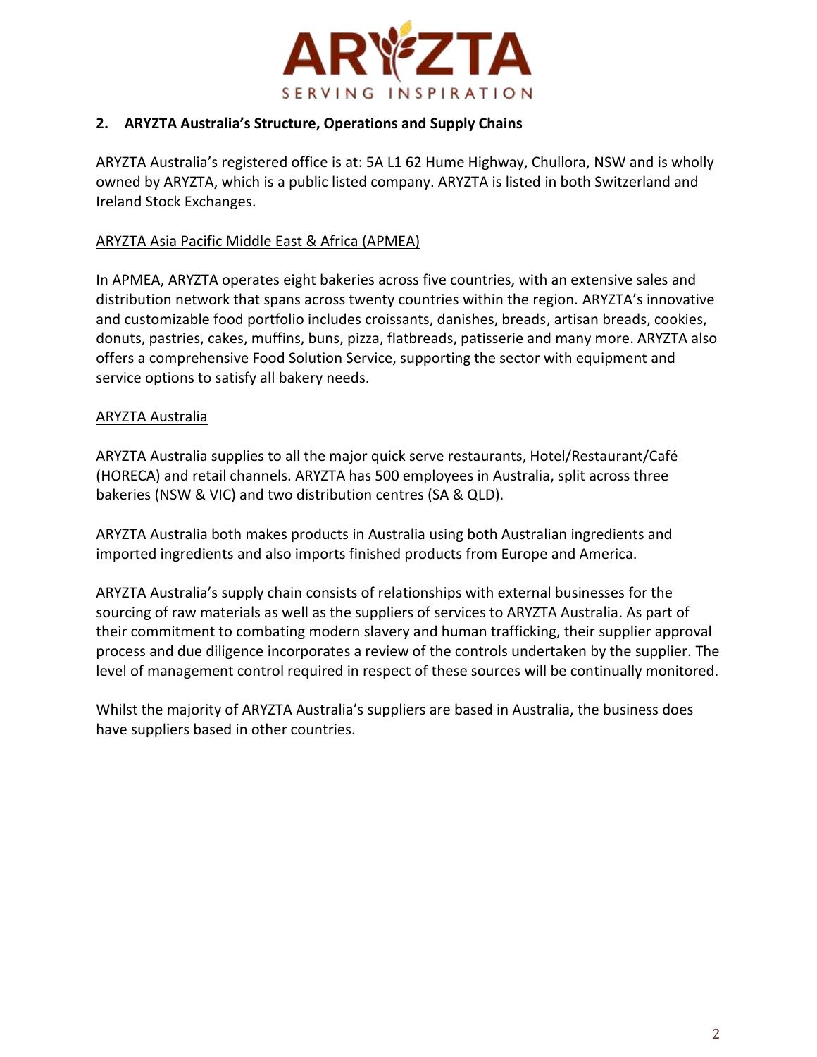## 2. ARYZTA Australia's Structure, Operations and Supply Chains

ARYZTA Australia's registered office is at: 5A L1 62 Hume Highway, Chullora, NSW and is wholly owned by ARYZTA, which is a public listed company. ARYZTA is listed in both Switzerland and Ireland Stock Exchanges.

### ARYZTA Asia Pacific Middle East & Africa (APMEA)

In APMEA, ARYZTA operates eight bakeries across five countries, with an extensive sales and distribution network that spans across twenty countries within the region. ARYZTA's innovative and customizable food portfolio includes croissants, danishes, breads, artisan breads, cookies, donuts, pastries, cakes, muffins, buns, pizza, flatbreads, patisserie and many more. ARYZTA also offers a comprehensive Food Solution Service, supporting the sector with equipment and service options to satisfy all bakery needs.

### ARYZTA Australia

ARYZTA Australia supplies to all the major quick serve restaurants, Hotel/Restaurant/Café (HORECA) and retail channels. ARYZTA has 500 employees in Australia, split across three bakeries (NSW & VIC) and two distribution centres (SA & QLD).

ARYZTA Australia both makes products in Australia using both Australian ingredients and imported ingredients and also imports finished products from Europe and America.

ARYZTA Australia's supply chain consists of relationships with external businesses for the sourcing of raw materials as well as the suppliers of services to ARYZTA Australia. As part of their commitment to combating modern slavery and human trafficking, their supplier approval process and due diligence incorporates a review of the controls undertaken by the supplier. The level of management control required in respect of these sources will be continually monitored.

Whilst the majority of ARYZTA Australia's suppliers are based in Australia, the business does have suppliers based in other countries.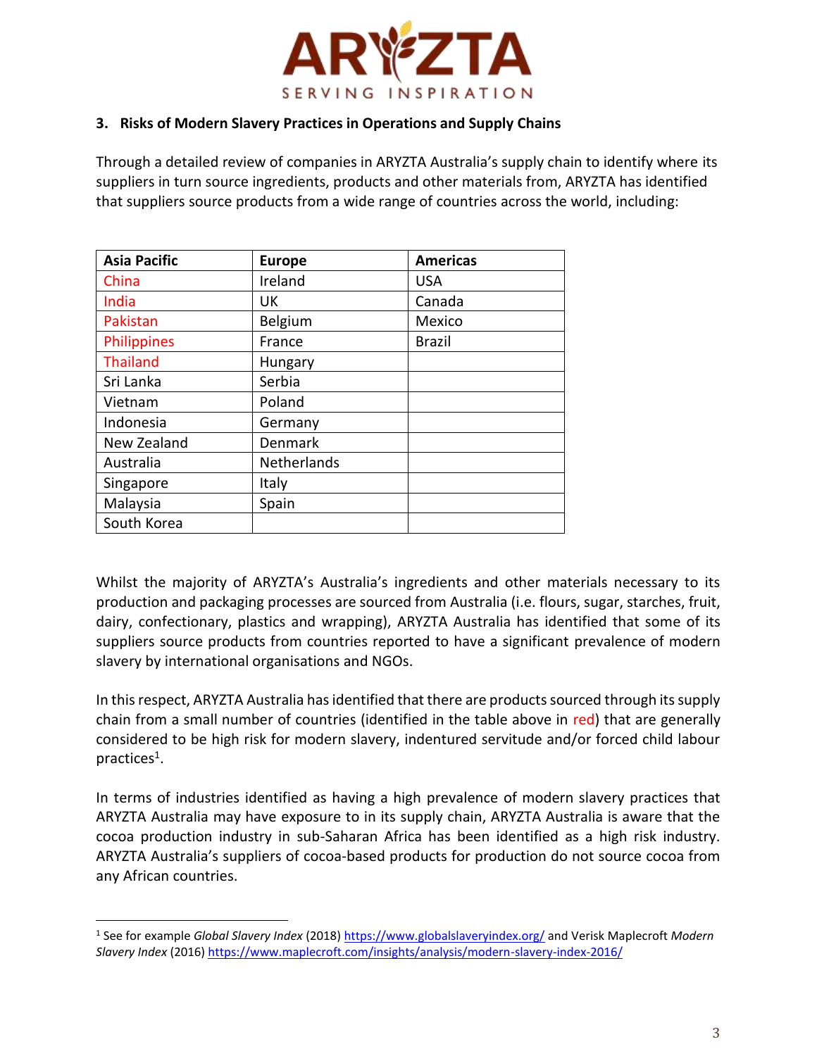### 3. Risks of Modern Slavery Practices in Operations and Supply Chains

Through a detailed review of companies in ARYZTA Australia's supply chain to identify where its suppliers in turn source ingredients, products and other materials from, ARYZTA has identified that suppliers source products from a wide range of countries across the world, including:

| Asia Pacific | Europe | Americas |
| --- | --- | --- |
| China | Ireland | USA |
| India | UK | Canada |
| Pakistan | Belgium | Mexico |
| Philippines | France | Brazil |
| Thailand | Hungary | |
| Sri Lanka | Serbia | |
| Vietnam | Poland | |
| Indonesia | Germany | |
| New Zealand | Denmark | |
| Australia | Netherlands | |
| Singapore | Italy | |
| Malaysia | Spain | |
| South Korea | | |

Whilst the majority of ARYZTA's Australia's ingredients and other materials necessary to its production and packaging processes are sourced from Australia (i.e. flours, sugar, starches, fruit, dairy, confectionary, plastics and wrapping), ARYZTA Australia has identified that some of its suppliers source products from countries reported to have a significant prevalence of modern slavery by international organisations and NGOs.

In this respect, ARYZTA Australia has identified that there are products sourced through its supply chain from a small number of countries (identified in the table above in red) that are generally considered to be high risk for modern slavery, indentured servitude and/or forced child labour practices[1].

In terms of industries identified as having a high prevalence of modern slavery practices that ARYZTA Australia may have exposure to in its supply chain, ARYZTA Australia is aware that the cocoa production industry in sub-Saharan Africa has been identified as a high risk industry. ARYZTA Australia's suppliers of cocoa-based products for production do not source cocoa from any African countries.

[1] See for example *Global Slavery Index* (2018) https://www.globalslaveryindex.org/ and Verisk Maplecroft *Modern Slavery Index* (2016) https://www.maplecroft.com/insights/analysis/modern-slavery-index-2016/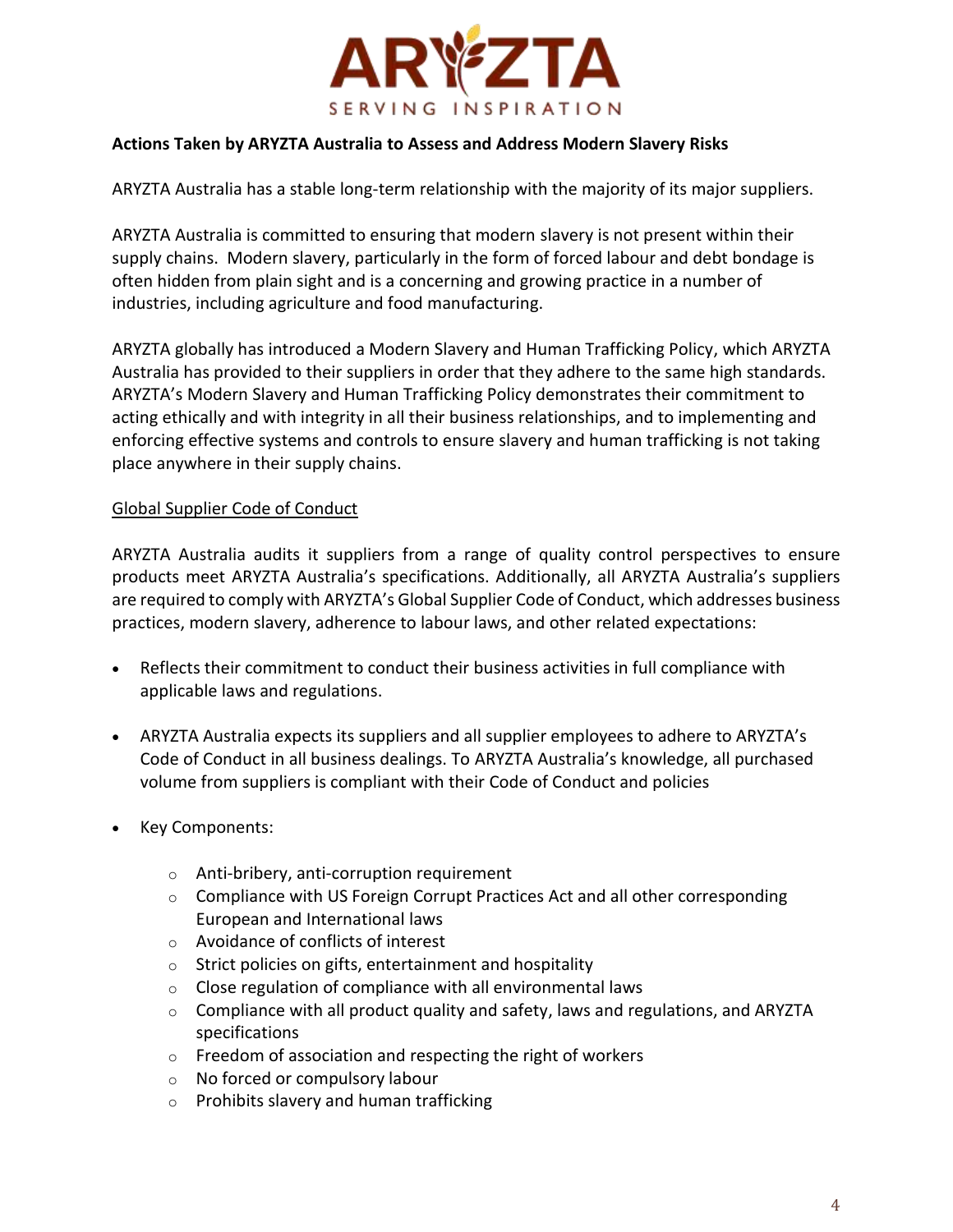**Actions Taken by ARYZTA Australia to Assess and Address Modern Slavery Risks**

ARYZTA Australia has a stable long-term relationship with the majority of its major suppliers.

ARYZTA Australia is committed to ensuring that modern slavery is not present within their supply chains. Modern slavery, particularly in the form of forced labour and debt bondage is often hidden from plain sight and is a concerning and growing practice in a number of industries, including agriculture and food manufacturing.

ARYZTA globally has introduced a Modern Slavery and Human Trafficking Policy, which ARYZTA Australia has provided to their suppliers in order that they adhere to the same high standards. ARYZTA's Modern Slavery and Human Trafficking Policy demonstrates their commitment to acting ethically and with integrity in all their business relationships, and to implementing and enforcing effective systems and controls to ensure slavery and human trafficking is not taking place anywhere in their supply chains.

<u>Global Supplier Code of Conduct</u>

ARYZTA Australia audits it suppliers from a range of quality control perspectives to ensure products meet ARYZTA Australia's specifications. Additionally, all ARYZTA Australia's suppliers are required to comply with ARYZTA's Global Supplier Code of Conduct, which addresses business practices, modern slavery, adherence to labour laws, and other related expectations:

- Reflects their commitment to conduct their business activities in full compliance with applicable laws and regulations.
- ARYZTA Australia expects its suppliers and all supplier employees to adhere to ARYZTA's Code of Conduct in all business dealings. To ARYZTA Australia's knowledge, all purchased volume from suppliers is compliant with their Code of Conduct and policies
- Key Components:
  - Anti-bribery, anti-corruption requirement
  - Compliance with US Foreign Corrupt Practices Act and all other corresponding European and International laws
  - Avoidance of conflicts of interest
  - Strict policies on gifts, entertainment and hospitality
  - Close regulation of compliance with all environmental laws
  - Compliance with all product quality and safety, laws and regulations, and ARYZTA specifications
  - Freedom of association and respecting the right of workers
  - No forced or compulsory labour
  - Prohibits slavery and human trafficking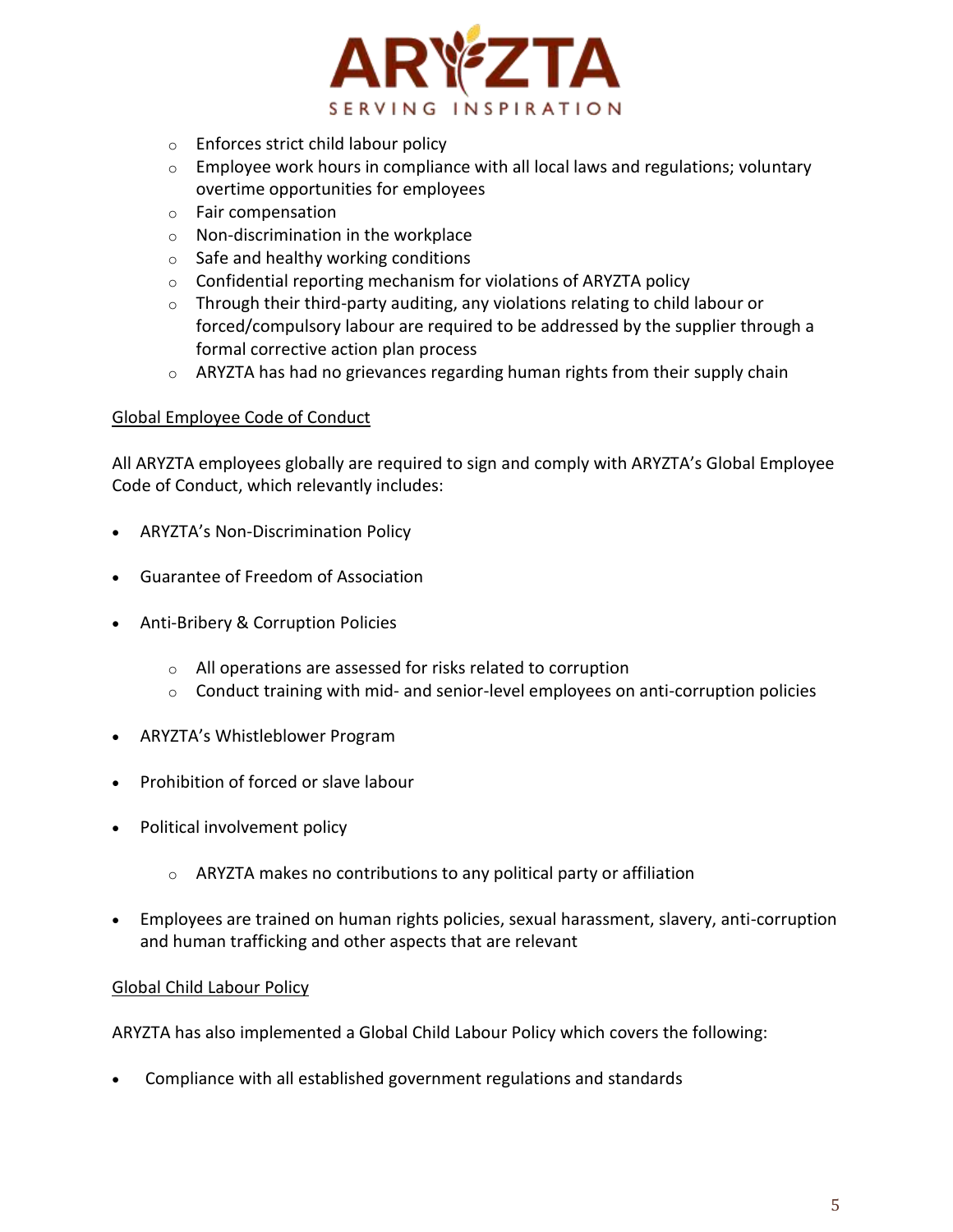- Enforces strict child labour policy
  - Employee work hours in compliance with all local laws and regulations; voluntary overtime opportunities for employees
  - Fair compensation
  - Non-discrimination in the workplace
  - Safe and healthy working conditions
  - Confidential reporting mechanism for violations of ARYZTA policy
  - Through their third-party auditing, any violations relating to child labour or forced/compulsory labour are required to be addressed by the supplier through a formal corrective action plan process
  - ARYZTA has had no grievances regarding human rights from their supply chain

<u>Global Employee Code of Conduct</u>

All ARYZTA employees globally are required to sign and comply with ARYZTA's Global Employee Code of Conduct, which relevantly includes:

- ARYZTA's Non-Discrimination Policy
- Guarantee of Freedom of Association
- Anti-Bribery & Corruption Policies
  - All operations are assessed for risks related to corruption
  - Conduct training with mid- and senior-level employees on anti-corruption policies
- ARYZTA's Whistleblower Program
- Prohibition of forced or slave labour
- Political involvement policy
  - ARYZTA makes no contributions to any political party or affiliation
- Employees are trained on human rights policies, sexual harassment, slavery, anti-corruption and human trafficking and other aspects that are relevant

<u>Global Child Labour Policy</u>

ARYZTA has also implemented a Global Child Labour Policy which covers the following:

- Compliance with all established government regulations and standards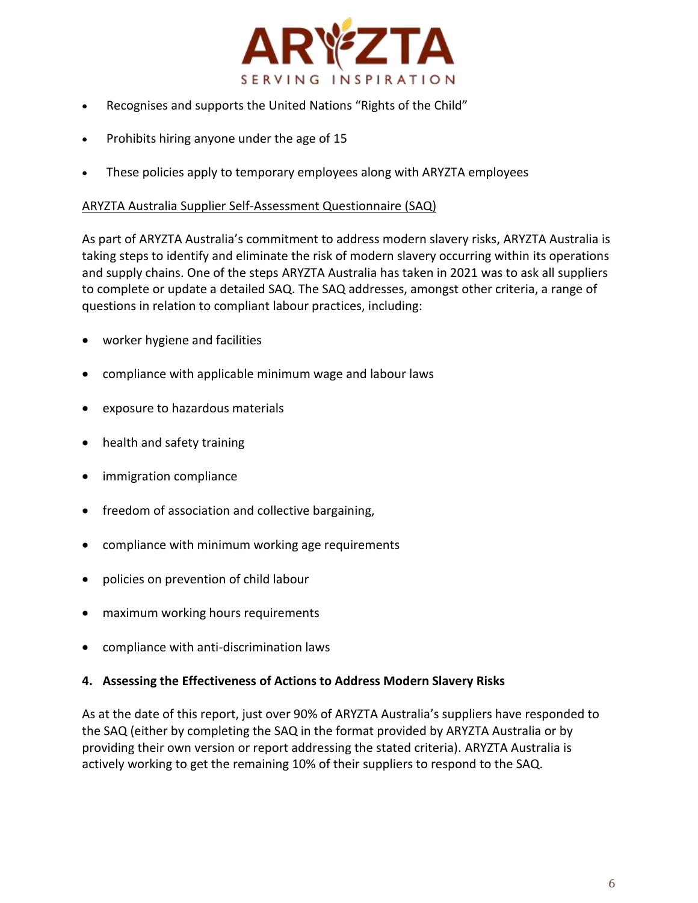- Recognises and supports the United Nations "Rights of the Child"
- Prohibits hiring anyone under the age of 15
- These policies apply to temporary employees along with ARYZTA employees

<u>ARYZTA Australia Supplier Self-Assessment Questionnaire (SAQ)</u>

As part of ARYZTA Australia's commitment to address modern slavery risks, ARYZTA Australia is taking steps to identify and eliminate the risk of modern slavery occurring within its operations and supply chains. One of the steps ARYZTA Australia has taken in 2021 was to ask all suppliers to complete or update a detailed SAQ. The SAQ addresses, amongst other criteria, a range of questions in relation to compliant labour practices, including:

- worker hygiene and facilities
- compliance with applicable minimum wage and labour laws
- exposure to hazardous materials
- health and safety training
- immigration compliance
- freedom of association and collective bargaining,
- compliance with minimum working age requirements
- policies on prevention of child labour
- maximum working hours requirements
- compliance with anti-discrimination laws

## 4. Assessing the Effectiveness of Actions to Address Modern Slavery Risks

As at the date of this report, just over 90% of ARYZTA Australia's suppliers have responded to the SAQ (either by completing the SAQ in the format provided by ARYZTA Australia or by providing their own version or report addressing the stated criteria). ARYZTA Australia is actively working to get the remaining 10% of their suppliers to respond to the SAQ.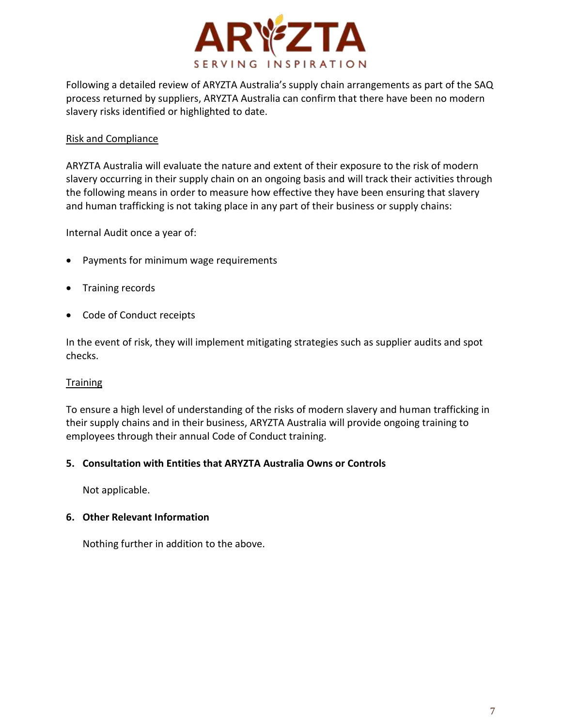Following a detailed review of ARYZTA Australia's supply chain arrangements as part of the SAQ process returned by suppliers, ARYZTA Australia can confirm that there have been no modern slavery risks identified or highlighted to date.

<u>Risk and Compliance</u>

ARYZTA Australia will evaluate the nature and extent of their exposure to the risk of modern slavery occurring in their supply chain on an ongoing basis and will track their activities through the following means in order to measure how effective they have been ensuring that slavery and human trafficking is not taking place in any part of their business or supply chains:

Internal Audit once a year of:

- Payments for minimum wage requirements
- Training records
- Code of Conduct receipts

In the event of risk, they will implement mitigating strategies such as supplier audits and spot checks.

<u>Training</u>

To ensure a high level of understanding of the risks of modern slavery and human trafficking in their supply chains and in their business, ARYZTA Australia will provide ongoing training to employees through their annual Code of Conduct training.

**5. Consultation with Entities that ARYZTA Australia Owns or Controls**

Not applicable.

**6. Other Relevant Information**

Nothing further in addition to the above.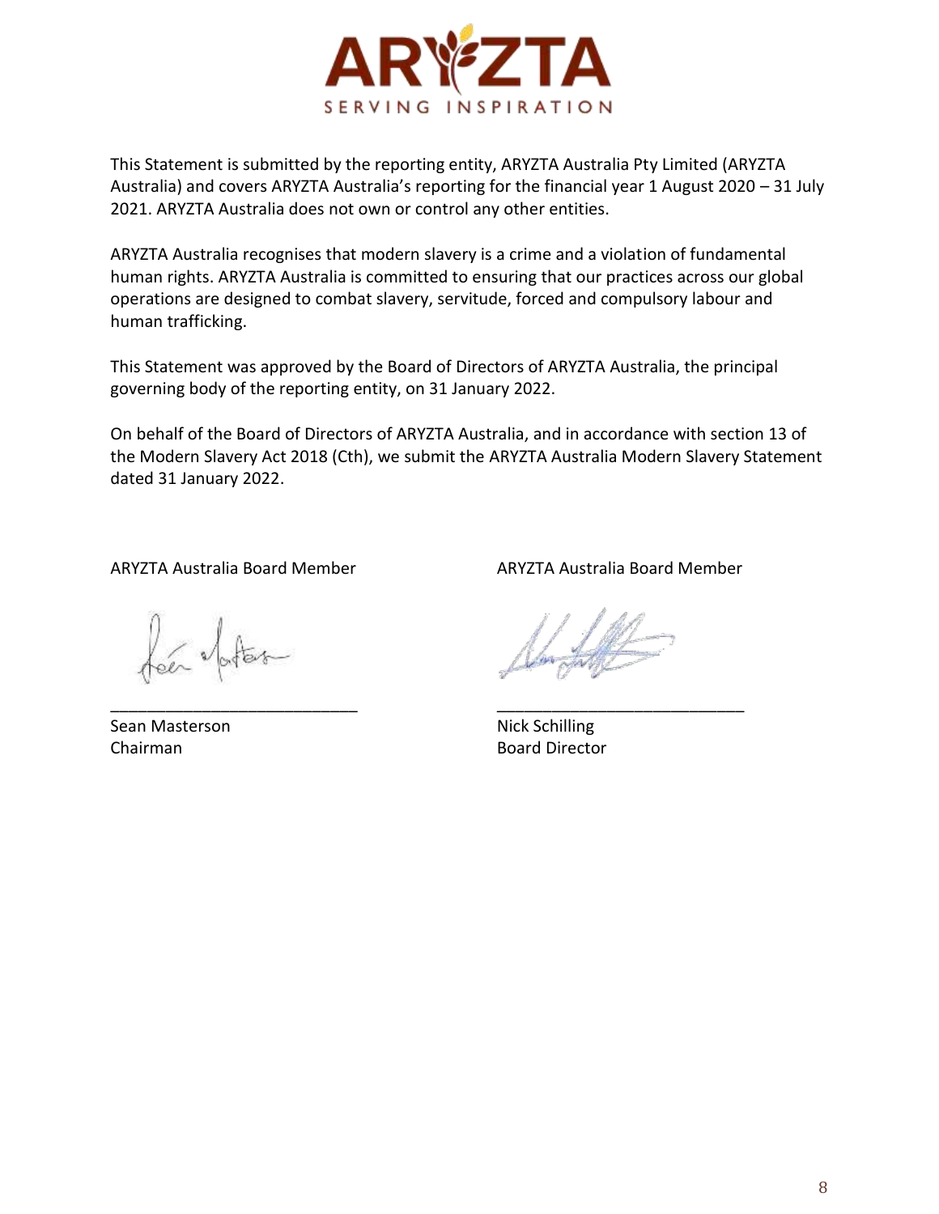This Statement is submitted by the reporting entity, ARYZTA Australia Pty Limited (ARYZTA Australia) and covers ARYZTA Australia's reporting for the financial year 1 August 2020 – 31 July 2021. ARYZTA Australia does not own or control any other entities.

ARYZTA Australia recognises that modern slavery is a crime and a violation of fundamental human rights. ARYZTA Australia is committed to ensuring that our practices across our global operations are designed to combat slavery, servitude, forced and compulsory labour and human trafficking.

This Statement was approved by the Board of Directors of ARYZTA Australia, the principal governing body of the reporting entity, on 31 January 2022.

On behalf of the Board of Directors of ARYZTA Australia, and in accordance with section 13 of the Modern Slavery Act 2018 (Cth), we submit the ARYZTA Australia Modern Slavery Statement dated 31 January 2022.

ARYZTA Australia Board Member

___________________________

Sean Masterson
Chairman

ARYZTA Australia Board Member

___________________________

Nick Schilling
Board Director